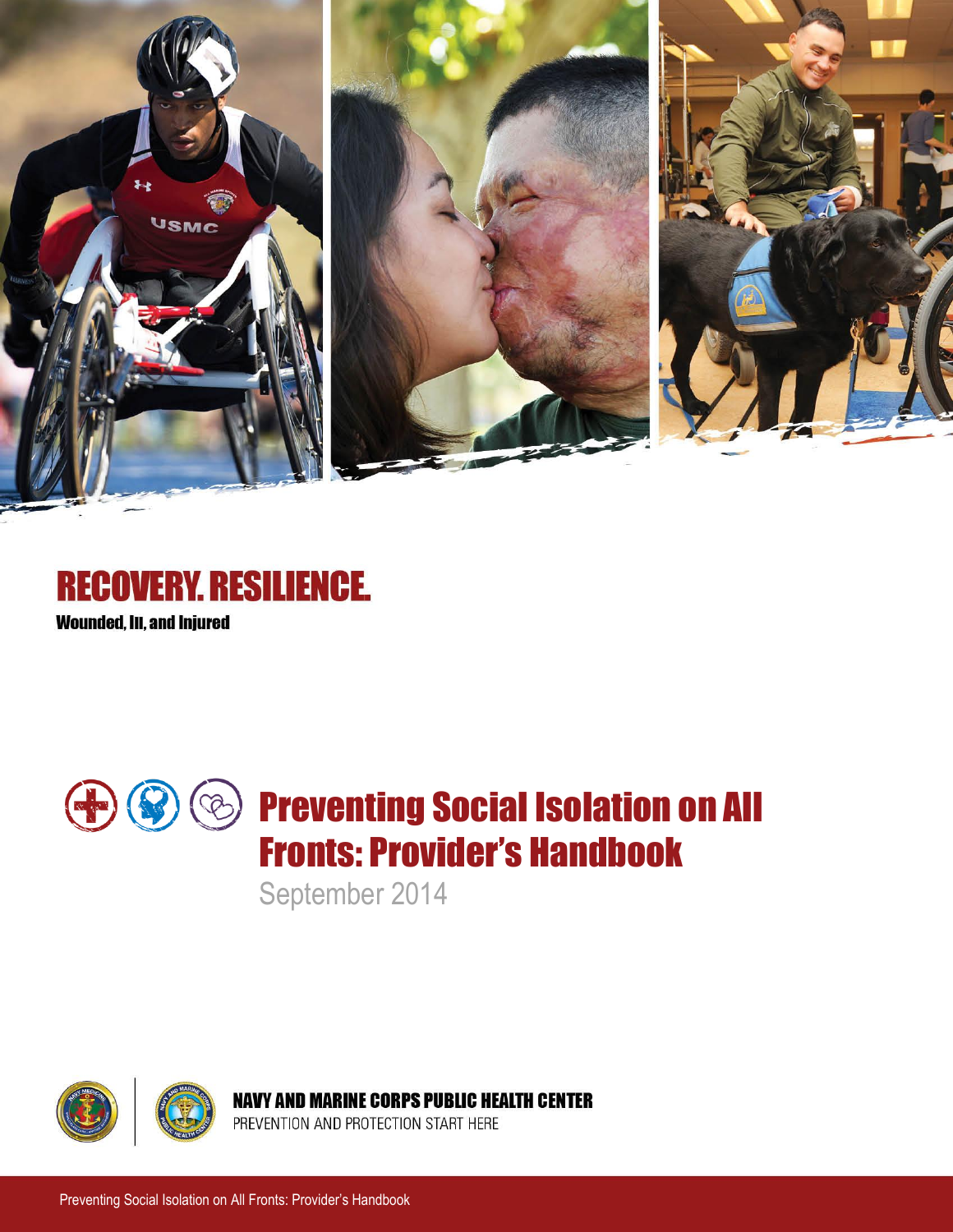# RECOVERY. RESILIENCE.

**Wounded, Ill, and Injured**

# Preventing Social Isolation on All Fronts: Provider's Handbook

September 2014

**NAVY AND MARINE CORPS PUBLIC HEALTH CENTER**

PREVENTION AND PROTECTION START HERE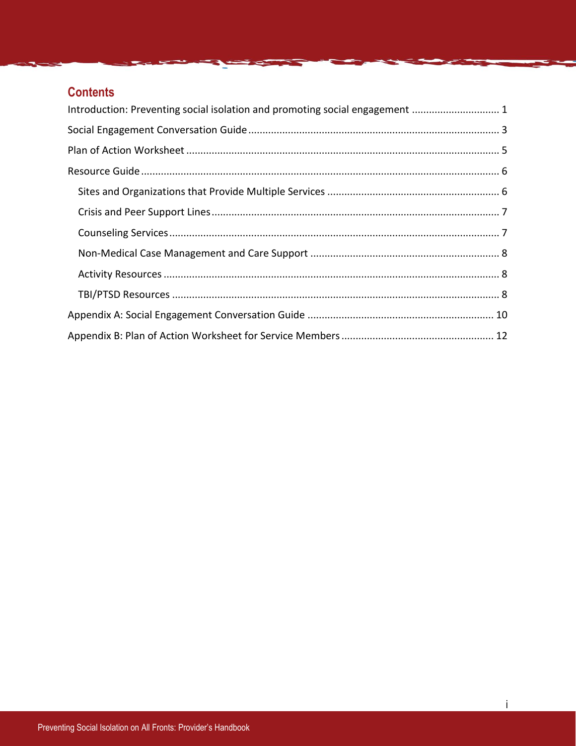## Contents

Introduction: Preventing social isolation and promoting social engagement ............................... 1

Social Engagement Conversation Guide ........................................................................................ 3

Plan of Action Worksheet ............................................................................................................. 5

Resource Guide ............................................................................................................................. 6

- Sites and Organizations that Provide Multiple Services ............................................................ 6
- Crisis and Peer Support Lines ..................................................................................................... 7
- Counseling Services .................................................................................................................... 7
- Non-Medical Case Management and Care Support ................................................................... 8
- Activity Resources ...................................................................................................................... 8
- TBI/PTSD Resources ................................................................................................................... 8

Appendix A: Social Engagement Conversation Guide ................................................................. 10

Appendix B: Plan of Action Worksheet for Service Members ..................................................... 12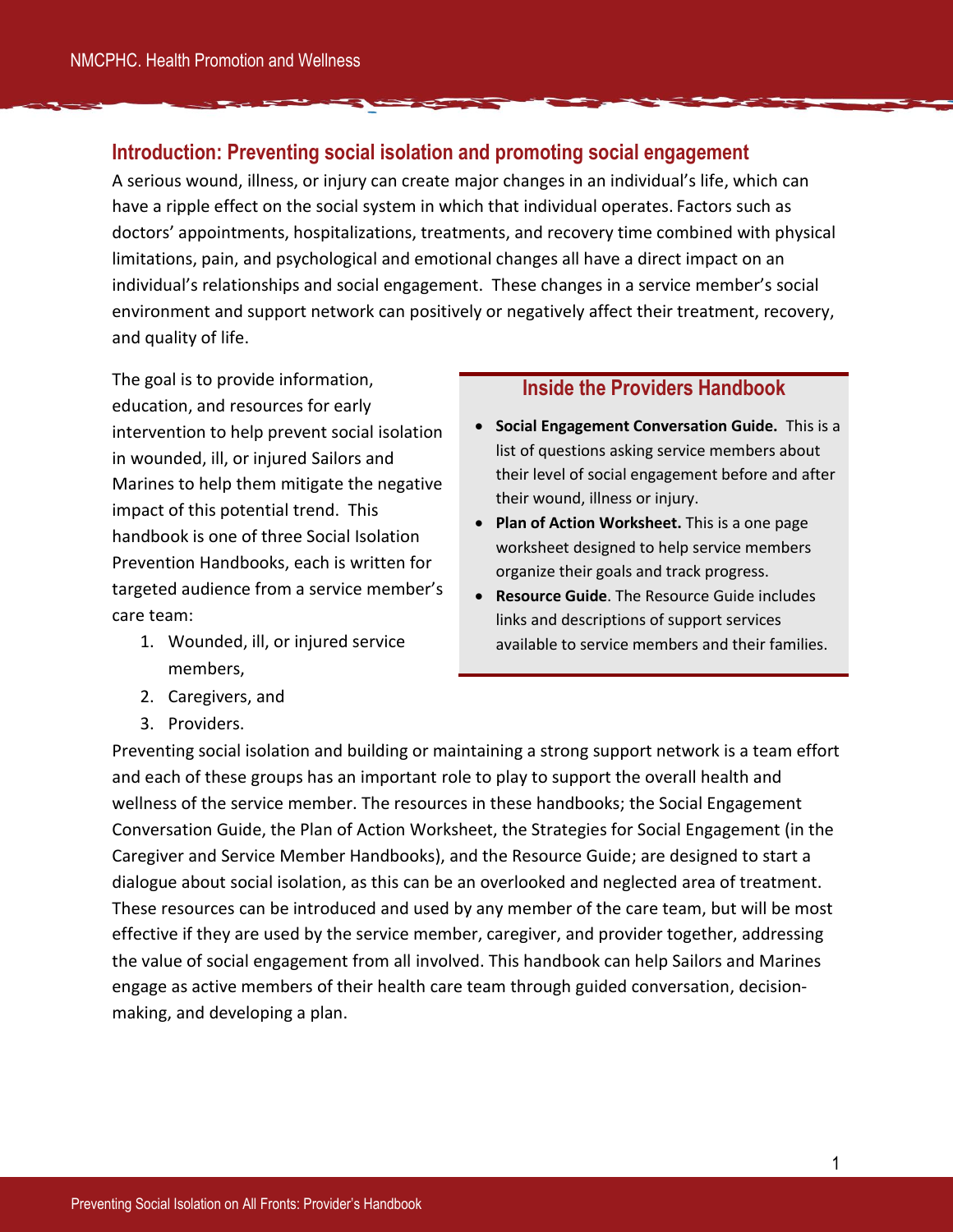## Introduction: Preventing social isolation and promoting social engagement

A serious wound, illness, or injury can create major changes in an individual's life, which can have a ripple effect on the social system in which that individual operates. Factors such as doctors' appointments, hospitalizations, treatments, and recovery time combined with physical limitations, pain, and psychological and emotional changes all have a direct impact on an individual's relationships and social engagement. These changes in a service member's social environment and support network can positively or negatively affect their treatment, recovery, and quality of life.

The goal is to provide information, education, and resources for early intervention to help prevent social isolation in wounded, ill, or injured Sailors and Marines to help them mitigate the negative impact of this potential trend. This handbook is one of three Social Isolation Prevention Handbooks, each is written for targeted audience from a service member's care team:

1. Wounded, ill, or injured service members,
2. Caregivers, and
3. Providers.

### Inside the Providers Handbook

- **Social Engagement Conversation Guide.** This is a list of questions asking service members about their level of social engagement before and after their wound, illness or injury.
- **Plan of Action Worksheet.** This is a one page worksheet designed to help service members organize their goals and track progress.
- **Resource Guide**. The Resource Guide includes links and descriptions of support services available to service members and their families.

Preventing social isolation and building or maintaining a strong support network is a team effort and each of these groups has an important role to play to support the overall health and wellness of the service member. The resources in these handbooks; the Social Engagement Conversation Guide, the Plan of Action Worksheet, the Strategies for Social Engagement (in the Caregiver and Service Member Handbooks), and the Resource Guide; are designed to start a dialogue about social isolation, as this can be an overlooked and neglected area of treatment. These resources can be introduced and used by any member of the care team, but will be most effective if they are used by the service member, caregiver, and provider together, addressing the value of social engagement from all involved. This handbook can help Sailors and Marines engage as active members of their health care team through guided conversation, decision-making, and developing a plan.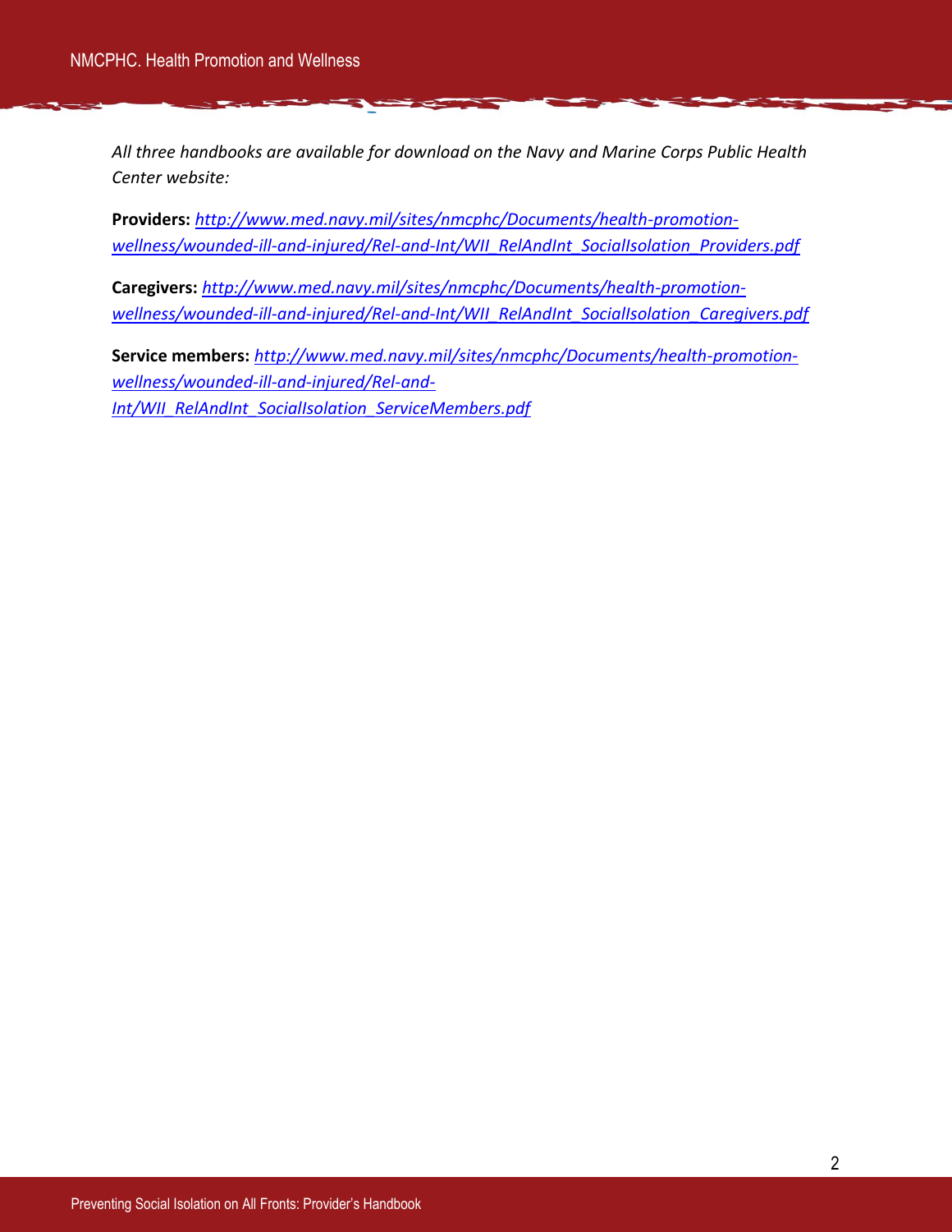*All three handbooks are available for download on the Navy and Marine Corps Public Health Center website:*

**Providers:** *http://www.med.navy.mil/sites/nmcphc/Documents/health-promotion-wellness/wounded-ill-and-injured/Rel-and-Int/WII_RelAndInt_SocialIsolation_Providers.pdf*

**Caregivers:** *http://www.med.navy.mil/sites/nmcphc/Documents/health-promotion-wellness/wounded-ill-and-injured/Rel-and-Int/WII_RelAndInt_SocialIsolation_Caregivers.pdf*

**Service members:** *http://www.med.navy.mil/sites/nmcphc/Documents/health-promotion-wellness/wounded-ill-and-injured/Rel-and-Int/WII_RelAndInt_SocialIsolation_ServiceMembers.pdf*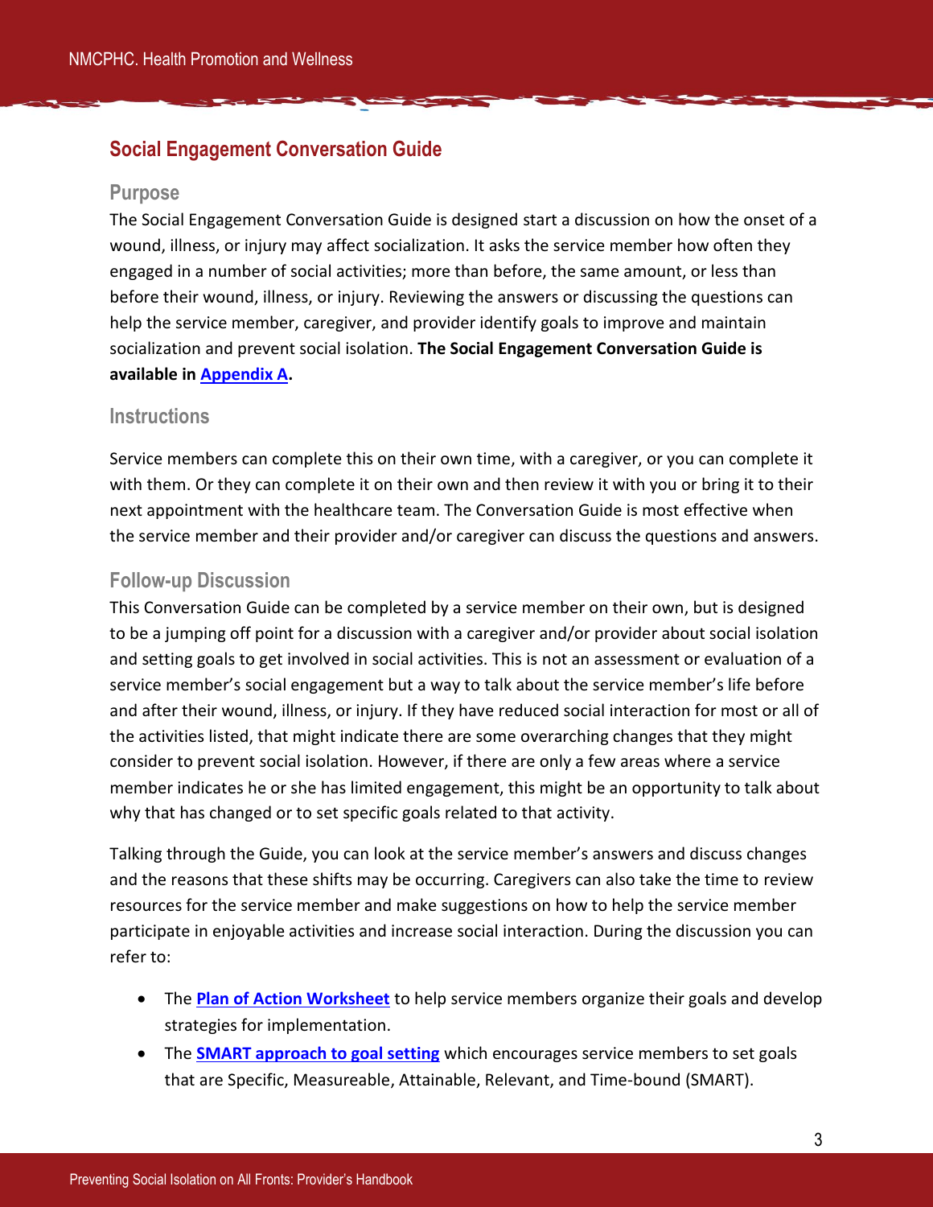## Social Engagement Conversation Guide

### Purpose

The Social Engagement Conversation Guide is designed start a discussion on how the onset of a wound, illness, or injury may affect socialization. It asks the service member how often they engaged in a number of social activities; more than before, the same amount, or less than before their wound, illness, or injury. Reviewing the answers or discussing the questions can help the service member, caregiver, and provider identify goals to improve and maintain socialization and prevent social isolation. **The Social Engagement Conversation Guide is available in Appendix A.**

### Instructions

Service members can complete this on their own time, with a caregiver, or you can complete it with them. Or they can complete it on their own and then review it with you or bring it to their next appointment with the healthcare team. The Conversation Guide is most effective when the service member and their provider and/or caregiver can discuss the questions and answers.

### Follow-up Discussion

This Conversation Guide can be completed by a service member on their own, but is designed to be a jumping off point for a discussion with a caregiver and/or provider about social isolation and setting goals to get involved in social activities. This is not an assessment or evaluation of a service member's social engagement but a way to talk about the service member's life before and after their wound, illness, or injury. If they have reduced social interaction for most or all of the activities listed, that might indicate there are some overarching changes that they might consider to prevent social isolation. However, if there are only a few areas where a service member indicates he or she has limited engagement, this might be an opportunity to talk about why that has changed or to set specific goals related to that activity.

Talking through the Guide, you can look at the service member's answers and discuss changes and the reasons that these shifts may be occurring. Caregivers can also take the time to review resources for the service member and make suggestions on how to help the service member participate in enjoyable activities and increase social interaction. During the discussion you can refer to:

- The **Plan of Action Worksheet** to help service members organize their goals and develop strategies for implementation.
- The **SMART approach to goal setting** which encourages service members to set goals that are Specific, Measureable, Attainable, Relevant, and Time-bound (SMART).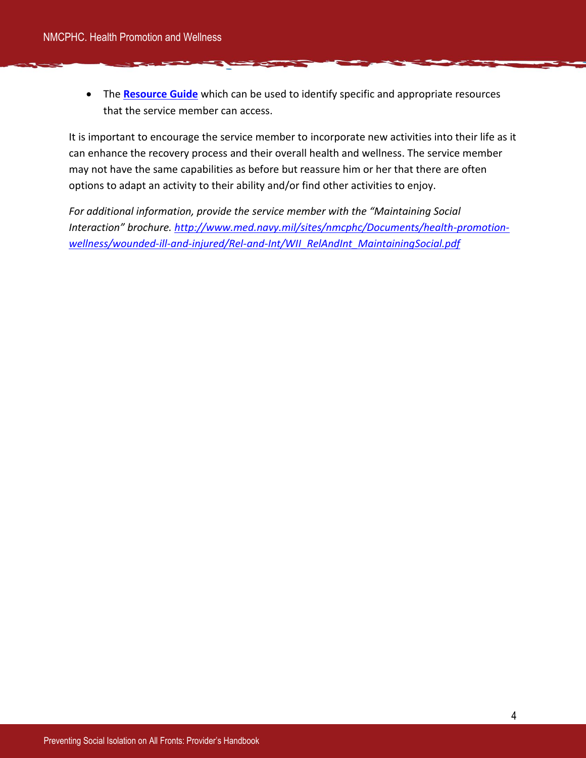- The **Resource Guide** which can be used to identify specific and appropriate resources that the service member can access.

It is important to encourage the service member to incorporate new activities into their life as it can enhance the recovery process and their overall health and wellness. The service member may not have the same capabilities as before but reassure him or her that there are often options to adapt an activity to their ability and/or find other activities to enjoy.

*For additional information, provide the service member with the "Maintaining Social Interaction" brochure. http://www.med.navy.mil/sites/nmcphc/Documents/health-promotion-wellness/wounded-ill-and-injured/Rel-and-Int/WII_RelAndInt_MaintainingSocial.pdf*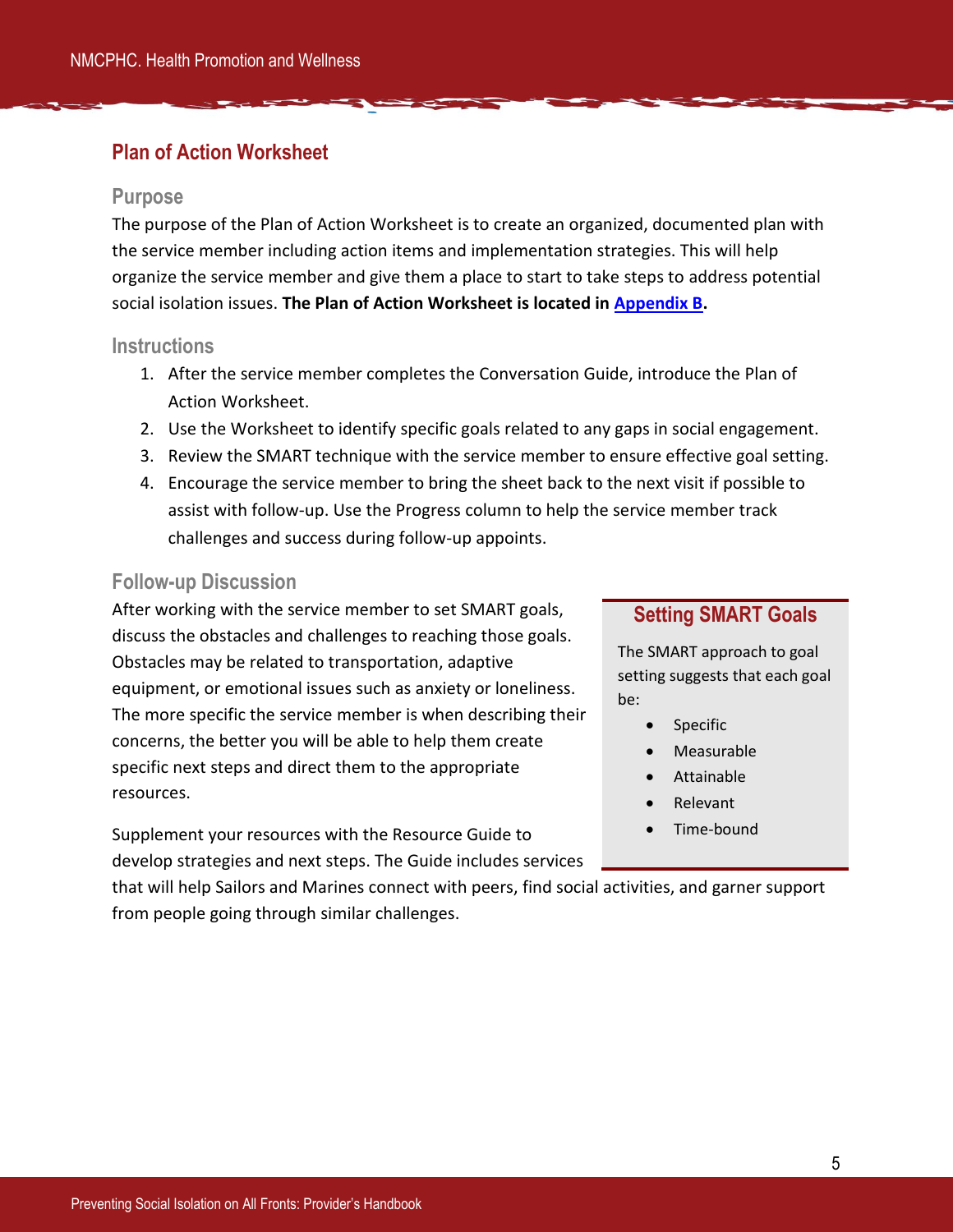## Plan of Action Worksheet

### Purpose

The purpose of the Plan of Action Worksheet is to create an organized, documented plan with the service member including action items and implementation strategies. This will help organize the service member and give them a place to start to take steps to address potential social isolation issues. **The Plan of Action Worksheet is located in Appendix B.**

### Instructions

1. After the service member completes the Conversation Guide, introduce the Plan of Action Worksheet.
2. Use the Worksheet to identify specific goals related to any gaps in social engagement.
3. Review the SMART technique with the service member to ensure effective goal setting.
4. Encourage the service member to bring the sheet back to the next visit if possible to assist with follow-up. Use the Progress column to help the service member track challenges and success during follow-up appoints.

### Follow-up Discussion

After working with the service member to set SMART goals, discuss the obstacles and challenges to reaching those goals. Obstacles may be related to transportation, adaptive equipment, or emotional issues such as anxiety or loneliness. The more specific the service member is when describing their concerns, the better you will be able to help them create specific next steps and direct them to the appropriate resources.

Supplement your resources with the Resource Guide to develop strategies and next steps. The Guide includes services that will help Sailors and Marines connect with peers, find social activities, and garner support from people going through similar challenges.

#### Setting SMART Goals

The SMART approach to goal setting suggests that each goal be:

- Specific
- Measurable
- Attainable
- Relevant
- Time-bound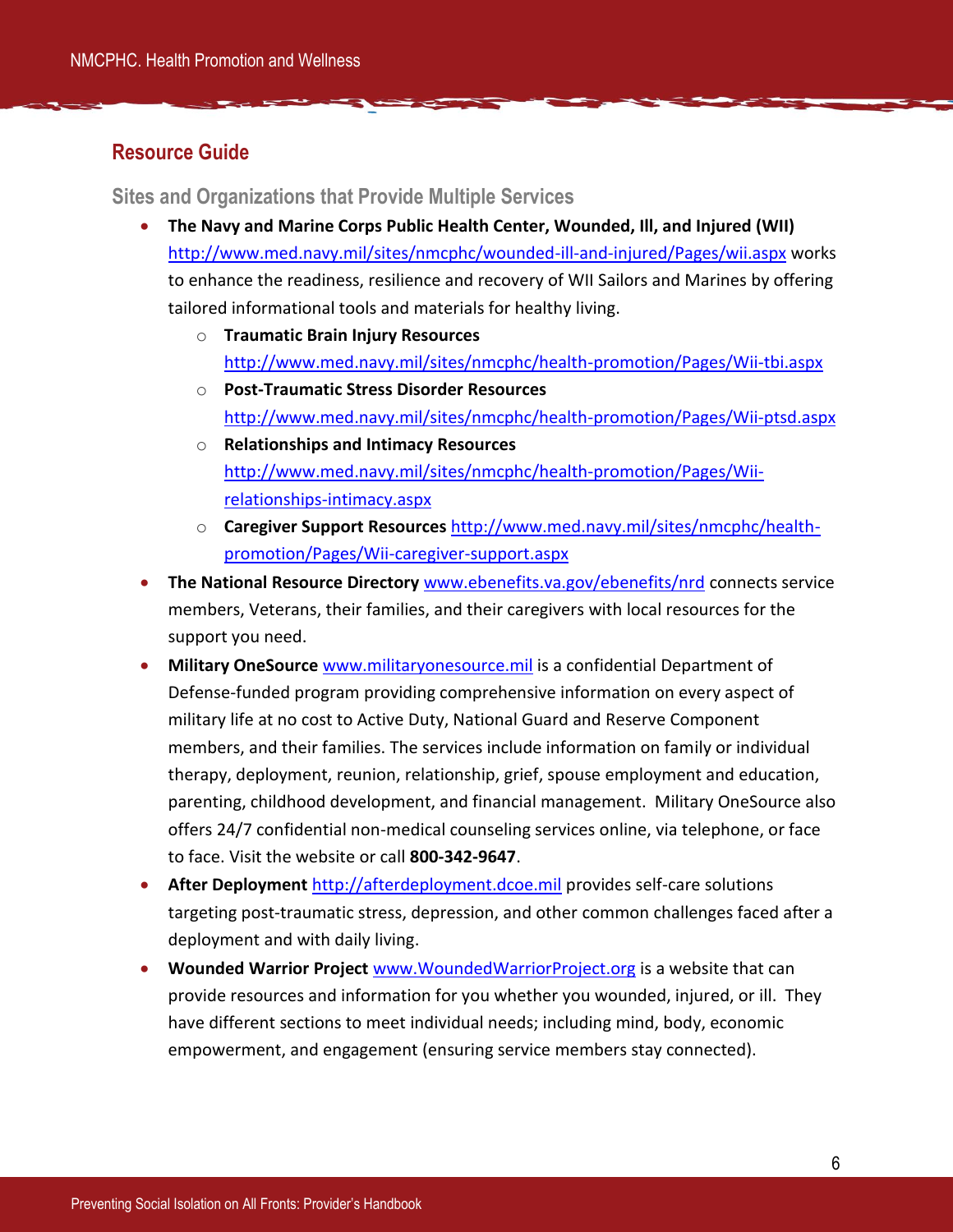## Resource Guide

### Sites and Organizations that Provide Multiple Services

- **The Navy and Marine Corps Public Health Center, Wounded, Ill, and Injured (WII)** http://www.med.navy.mil/sites/nmcphc/wounded-ill-and-injured/Pages/wii.aspx works to enhance the readiness, resilience and recovery of WII Sailors and Marines by offering tailored informational tools and materials for healthy living.
  - **Traumatic Brain Injury Resources** http://www.med.navy.mil/sites/nmcphc/health-promotion/Pages/Wii-tbi.aspx
  - **Post-Traumatic Stress Disorder Resources** http://www.med.navy.mil/sites/nmcphc/health-promotion/Pages/Wii-ptsd.aspx
  - **Relationships and Intimacy Resources** http://www.med.navy.mil/sites/nmcphc/health-promotion/Pages/Wii-relationships-intimacy.aspx
  - **Caregiver Support Resources** http://www.med.navy.mil/sites/nmcphc/health-promotion/Pages/Wii-caregiver-support.aspx
- **The National Resource Directory** www.ebenefits.va.gov/ebenefits/nrd connects service members, Veterans, their families, and their caregivers with local resources for the support you need.
- **Military OneSource** www.militaryonesource.mil is a confidential Department of Defense-funded program providing comprehensive information on every aspect of military life at no cost to Active Duty, National Guard and Reserve Component members, and their families. The services include information on family or individual therapy, deployment, reunion, relationship, grief, spouse employment and education, parenting, childhood development, and financial management. Military OneSource also offers 24/7 confidential non-medical counseling services online, via telephone, or face to face. Visit the website or call **800-342-9647**.
- **After Deployment** http://afterdeployment.dcoe.mil provides self-care solutions targeting post-traumatic stress, depression, and other common challenges faced after a deployment and with daily living.
- **Wounded Warrior Project** www.WoundedWarriorProject.org is a website that can provide resources and information for you whether you wounded, injured, or ill. They have different sections to meet individual needs; including mind, body, economic empowerment, and engagement (ensuring service members stay connected).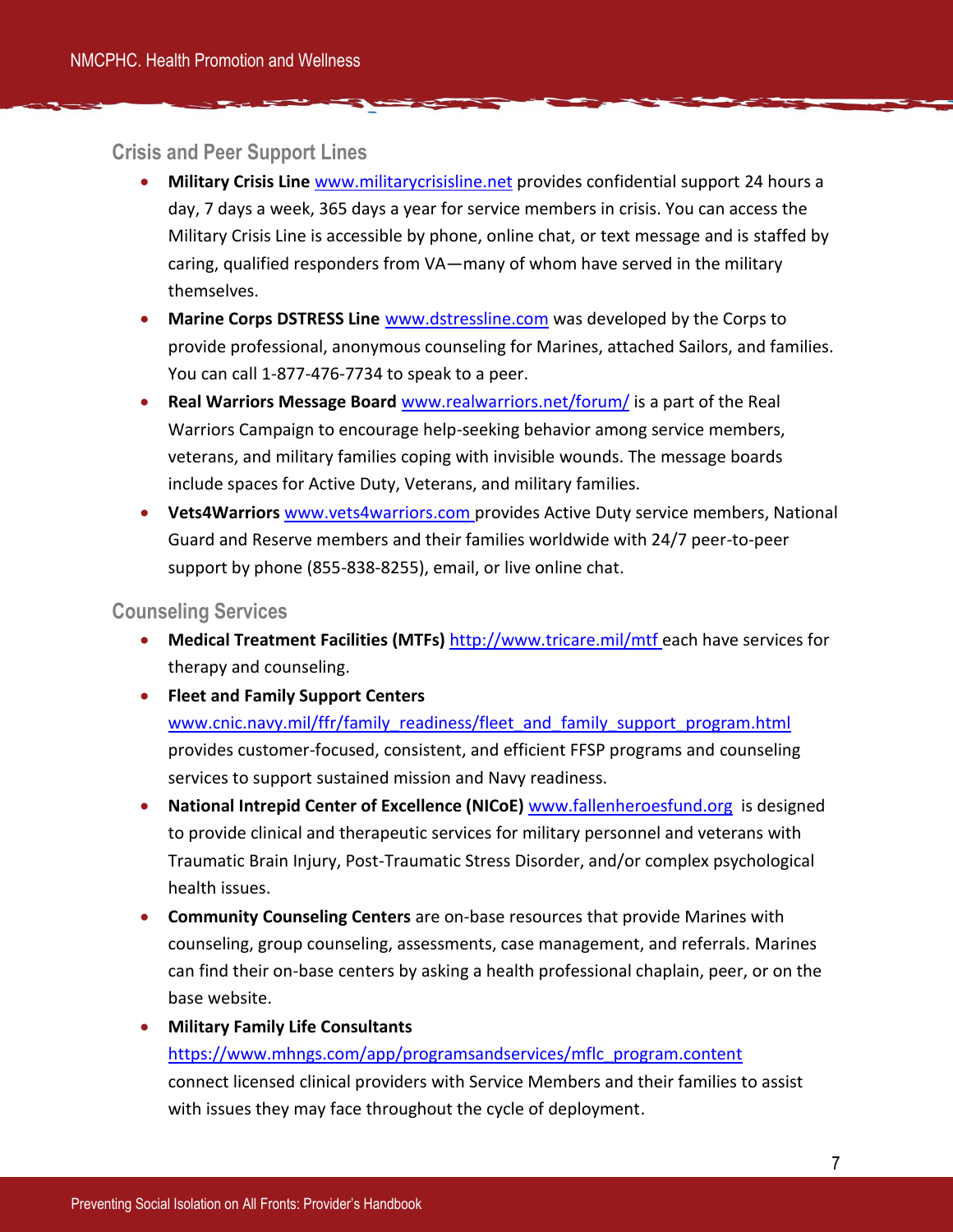## Crisis and Peer Support Lines

- **Military Crisis Line** www.militarycrisisline.net provides confidential support 24 hours a day, 7 days a week, 365 days a year for service members in crisis. You can access the Military Crisis Line is accessible by phone, online chat, or text message and is staffed by caring, qualified responders from VA—many of whom have served in the military themselves.
- **Marine Corps DSTRESS Line** www.dstressline.com was developed by the Corps to provide professional, anonymous counseling for Marines, attached Sailors, and families. You can call 1-877-476-7734 to speak to a peer.
- **Real Warriors Message Board** www.realwarriors.net/forum/ is a part of the Real Warriors Campaign to encourage help-seeking behavior among service members, veterans, and military families coping with invisible wounds. The message boards include spaces for Active Duty, Veterans, and military families.
- **Vets4Warriors** www.vets4warriors.com provides Active Duty service members, National Guard and Reserve members and their families worldwide with 24/7 peer-to-peer support by phone (855-838-8255), email, or live online chat.

## Counseling Services

- **Medical Treatment Facilities (MTFs)** http://www.tricare.mil/mtf each have services for therapy and counseling.
- **Fleet and Family Support Centers** www.cnic.navy.mil/ffr/family_readiness/fleet_and_family_support_program.html provides customer-focused, consistent, and efficient FFSP programs and counseling services to support sustained mission and Navy readiness.
- **National Intrepid Center of Excellence (NICoE)** www.fallenheroesfund.org is designed to provide clinical and therapeutic services for military personnel and veterans with Traumatic Brain Injury, Post-Traumatic Stress Disorder, and/or complex psychological health issues.
- **Community Counseling Centers** are on-base resources that provide Marines with counseling, group counseling, assessments, case management, and referrals. Marines can find their on-base centers by asking a health professional chaplain, peer, or on the base website.
- **Military Family Life Consultants** https://www.mhngs.com/app/programsandservices/mflc_program.content connect licensed clinical providers with Service Members and their families to assist with issues they may face throughout the cycle of deployment.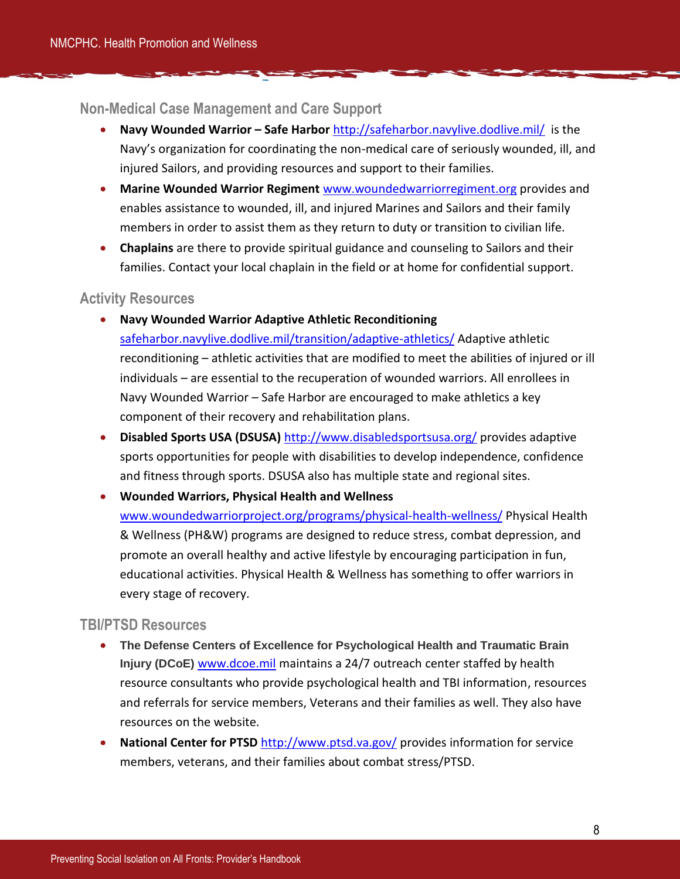## Non-Medical Case Management and Care Support

- **Navy Wounded Warrior – Safe Harbor** http://safeharbor.navylive.dodlive.mil/ is the Navy's organization for coordinating the non-medical care of seriously wounded, ill, and injured Sailors, and providing resources and support to their families.
- **Marine Wounded Warrior Regiment** www.woundedwarriorregiment.org provides and enables assistance to wounded, ill, and injured Marines and Sailors and their family members in order to assist them as they return to duty or transition to civilian life.
- **Chaplains** are there to provide spiritual guidance and counseling to Sailors and their families. Contact your local chaplain in the field or at home for confidential support.

## Activity Resources

- **Navy Wounded Warrior Adaptive Athletic Reconditioning** safeharbor.navylive.dodlive.mil/transition/adaptive-athletics/ Adaptive athletic reconditioning – athletic activities that are modified to meet the abilities of injured or ill individuals – are essential to the recuperation of wounded warriors. All enrollees in Navy Wounded Warrior – Safe Harbor are encouraged to make athletics a key component of their recovery and rehabilitation plans.
- **Disabled Sports USA (DSUSA)** http://www.disabledsportsusa.org/ provides adaptive sports opportunities for people with disabilities to develop independence, confidence and fitness through sports. DSUSA also has multiple state and regional sites.
- **Wounded Warriors, Physical Health and Wellness** www.woundedwarriorproject.org/programs/physical-health-wellness/ Physical Health & Wellness (PH&W) programs are designed to reduce stress, combat depression, and promote an overall healthy and active lifestyle by encouraging participation in fun, educational activities. Physical Health & Wellness has something to offer warriors in every stage of recovery.

## TBI/PTSD Resources

- **The Defense Centers of Excellence for Psychological Health and Traumatic Brain Injury (DCoE)** www.dcoe.mil maintains a 24/7 outreach center staffed by health resource consultants who provide psychological health and TBI information, resources and referrals for service members, Veterans and their families as well. They also have resources on the website.
- **National Center for PTSD** http://www.ptsd.va.gov/ provides information for service members, veterans, and their families about combat stress/PTSD.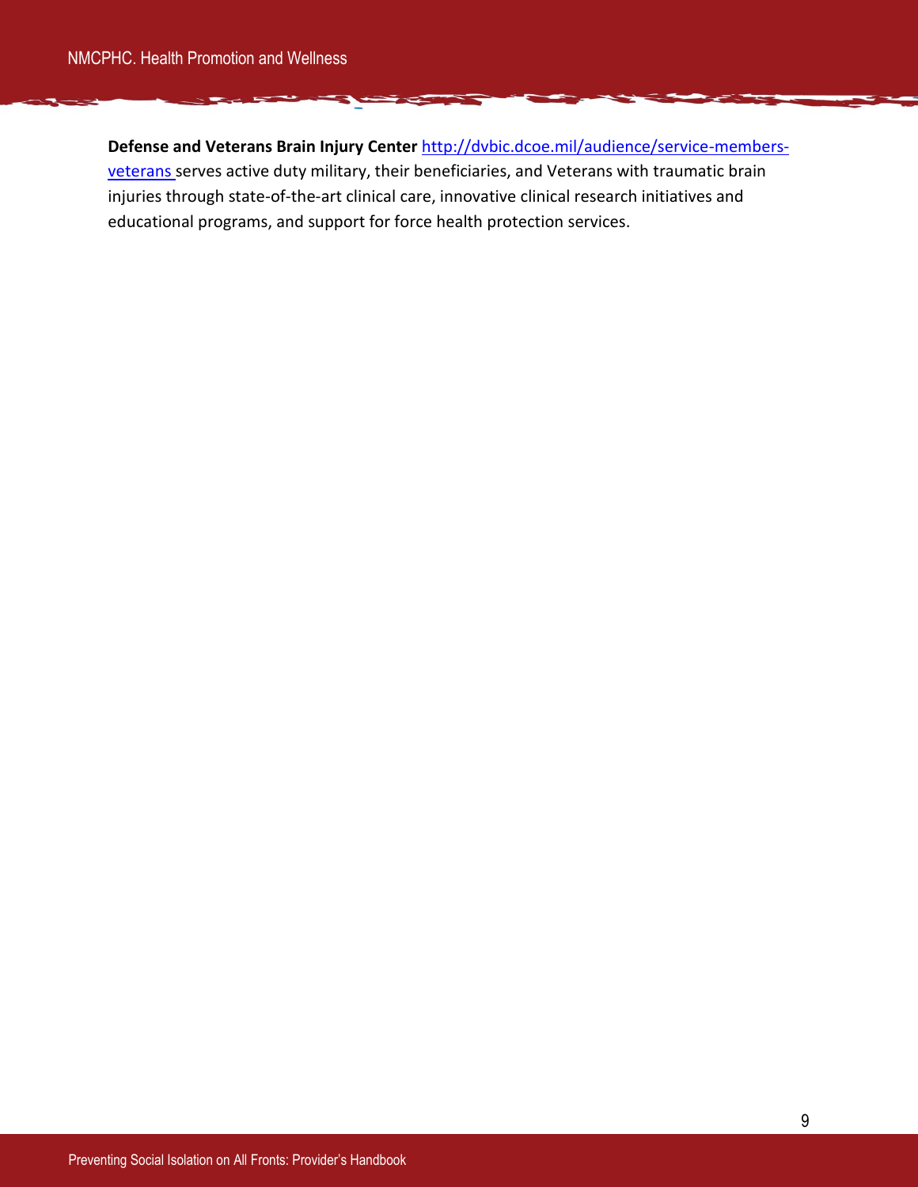**Defense and Veterans Brain Injury Center** [http://dvbic.dcoe.mil/audience/service-members-veterans](http://dvbic.dcoe.mil/audience/service-members-veterans) serves active duty military, their beneficiaries, and Veterans with traumatic brain injuries through state-of-the-art clinical care, innovative clinical research initiatives and educational programs, and support for force health protection services.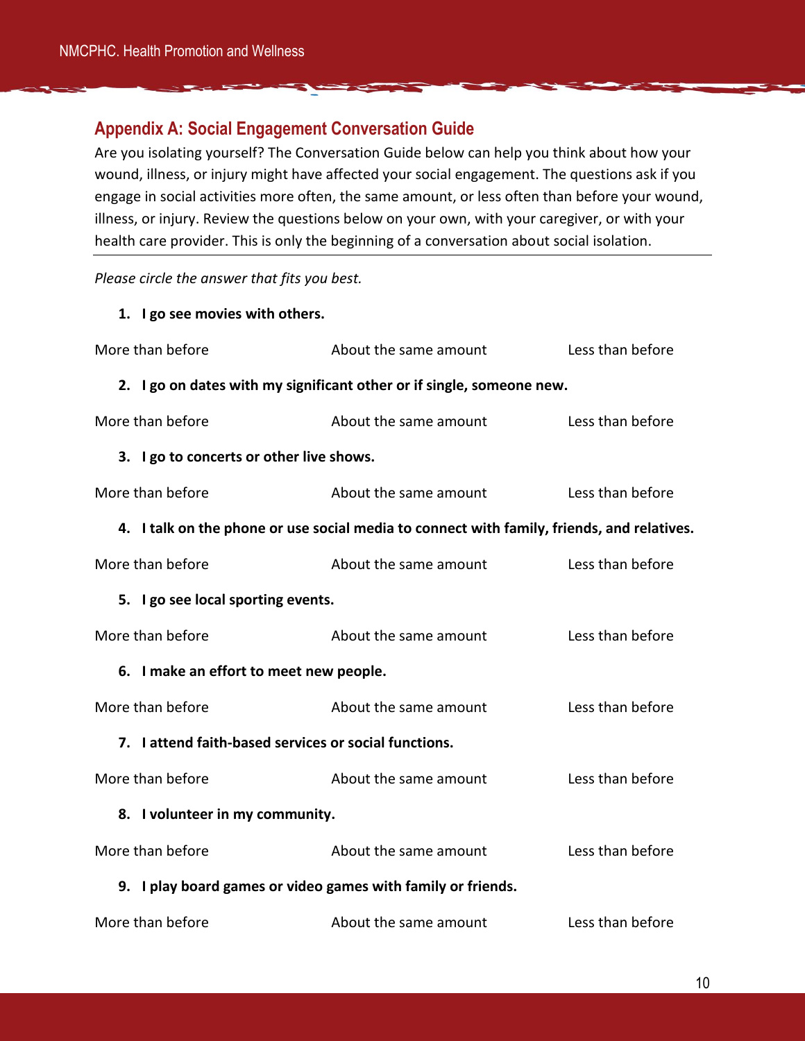## Appendix A: Social Engagement Conversation Guide

Are you isolating yourself? The Conversation Guide below can help you think about how your wound, illness, or injury might have affected your social engagement. The questions ask if you engage in social activities more often, the same amount, or less often than before your wound, illness, or injury. Review the questions below on your own, with your caregiver, or with your health care provider. This is only the beginning of a conversation about social isolation.

---

*Please circle the answer that fits you best.*

1. **I go see movies with others.**

More than before &nbsp;&nbsp;&nbsp; About the same amount &nbsp;&nbsp;&nbsp; Less than before

2. **I go on dates with my significant other or if single, someone new.**

More than before &nbsp;&nbsp;&nbsp; About the same amount &nbsp;&nbsp;&nbsp; Less than before

3. **I go to concerts or other live shows.**

More than before &nbsp;&nbsp;&nbsp; About the same amount &nbsp;&nbsp;&nbsp; Less than before

4. **I talk on the phone or use social media to connect with family, friends, and relatives.**

More than before &nbsp;&nbsp;&nbsp; About the same amount &nbsp;&nbsp;&nbsp; Less than before

5. **I go see local sporting events.**

More than before &nbsp;&nbsp;&nbsp; About the same amount &nbsp;&nbsp;&nbsp; Less than before

6. **I make an effort to meet new people.**

More than before &nbsp;&nbsp;&nbsp; About the same amount &nbsp;&nbsp;&nbsp; Less than before

7. **I attend faith-based services or social functions.**

More than before &nbsp;&nbsp;&nbsp; About the same amount &nbsp;&nbsp;&nbsp; Less than before

8. **I volunteer in my community.**

More than before &nbsp;&nbsp;&nbsp; About the same amount &nbsp;&nbsp;&nbsp; Less than before

9. **I play board games or video games with family or friends.**

More than before &nbsp;&nbsp;&nbsp; About the same amount &nbsp;&nbsp;&nbsp; Less than before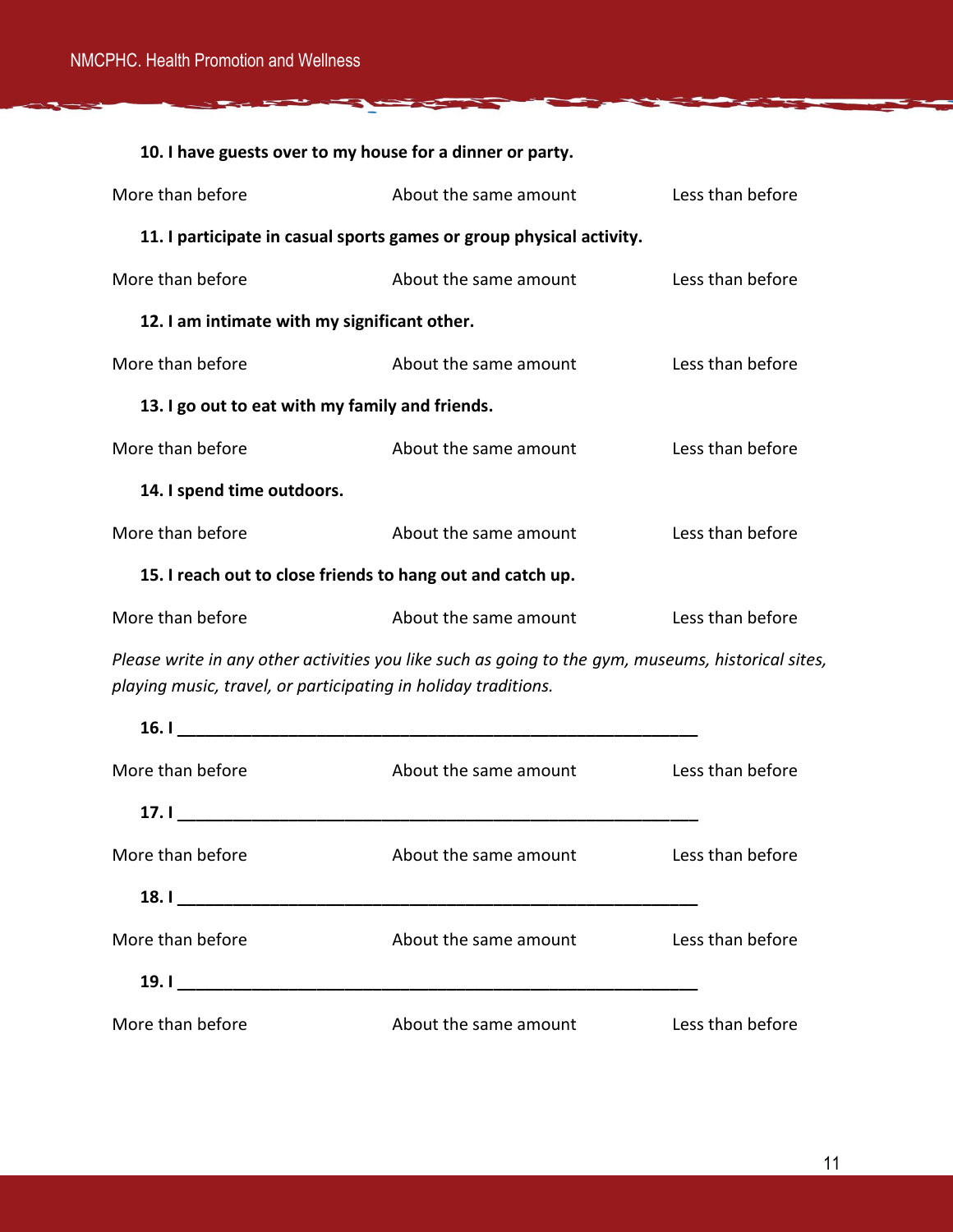**10. I have guests over to my house for a dinner or party.**

More than before | About the same amount | Less than before

**11. I participate in casual sports games or group physical activity.**

More than before | About the same amount | Less than before

**12. I am intimate with my significant other.**

More than before | About the same amount | Less than before

**13. I go out to eat with my family and friends.**

More than before | About the same amount | Less than before

**14. I spend time outdoors.**

More than before | About the same amount | Less than before

**15. I reach out to close friends to hang out and catch up.**

More than before | About the same amount | Less than before

*Please write in any other activities you like such as going to the gym, museums, historical sites, playing music, travel, or participating in holiday traditions.*

**16. I \_\_\_\_\_\_\_\_\_\_\_\_\_\_\_\_\_\_\_\_\_\_\_\_\_\_\_\_\_\_\_\_\_\_\_\_\_\_\_\_\_\_\_\_\_\_\_\_\_\_\_\_\_\_\_\_**

More than before | About the same amount | Less than before

**17. I \_\_\_\_\_\_\_\_\_\_\_\_\_\_\_\_\_\_\_\_\_\_\_\_\_\_\_\_\_\_\_\_\_\_\_\_\_\_\_\_\_\_\_\_\_\_\_\_\_\_\_\_\_\_\_\_**

More than before | About the same amount | Less than before

**18. I \_\_\_\_\_\_\_\_\_\_\_\_\_\_\_\_\_\_\_\_\_\_\_\_\_\_\_\_\_\_\_\_\_\_\_\_\_\_\_\_\_\_\_\_\_\_\_\_\_\_\_\_\_\_\_\_**

More than before | About the same amount | Less than before

**19. I \_\_\_\_\_\_\_\_\_\_\_\_\_\_\_\_\_\_\_\_\_\_\_\_\_\_\_\_\_\_\_\_\_\_\_\_\_\_\_\_\_\_\_\_\_\_\_\_\_\_\_\_\_\_\_\_**

More than before | About the same amount | Less than before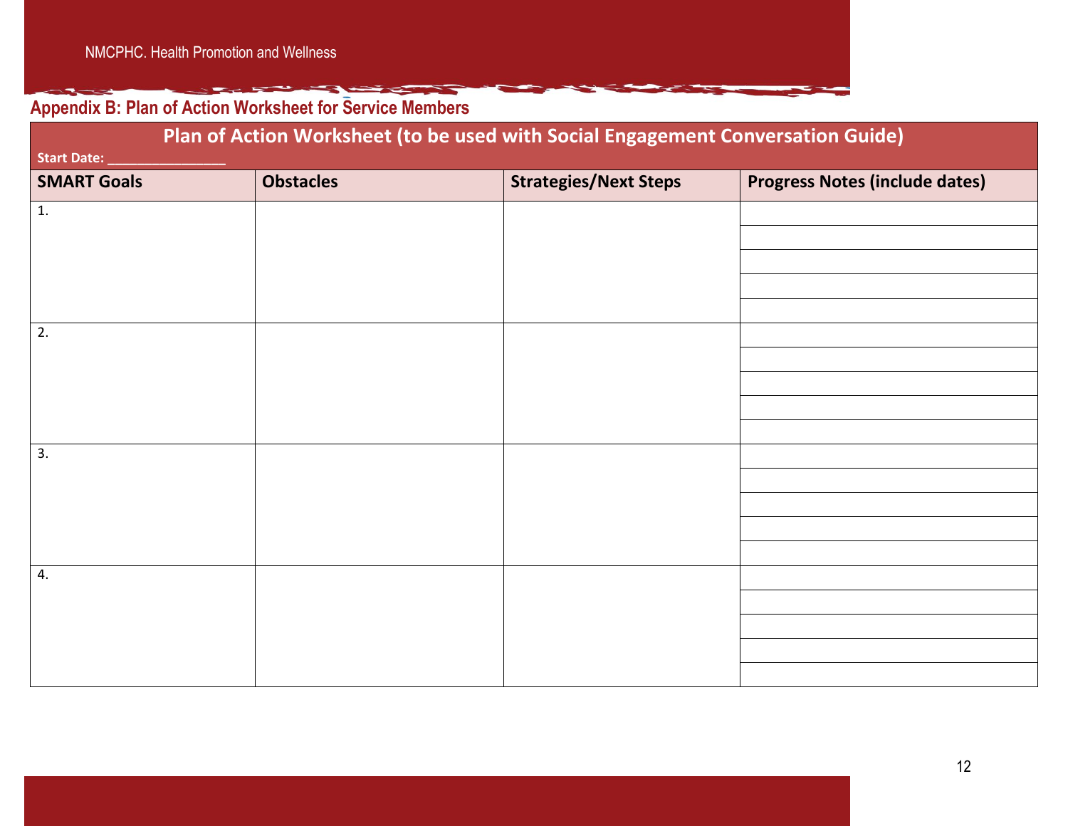## Appendix B: Plan of Action Worksheet for Service Members

**Plan of Action Worksheet (to be used with Social Engagement Conversation Guide)**

**Start Date: _______________**

| SMART Goals | Obstacles | Strategies/Next Steps | Progress Notes (include dates) |
|---|---|---|---|
| 1. | | | |
| | | | |
| | | | |
| | | | |
| | | | |
| 2. | | | |
| | | | |
| | | | |
| | | | |
| | | | |
| 3. | | | |
| | | | |
| | | | |
| | | | |
| | | | |
| 4. | | | |
| | | | |
| | | | |
| | | | |
| | | | |